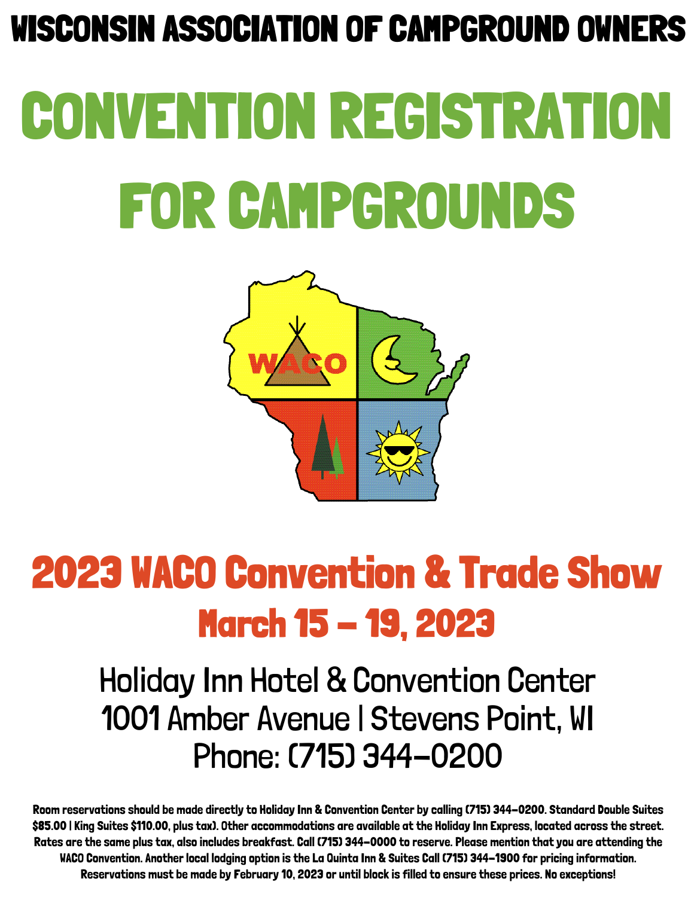# WISCONSIN ASSOCIATION OF CAMPGROUND OWNERS

# CONVENTION REGISTRATION FOR CAMPGROUNDS

## 2023 WACO Convention & Trade Show

### March 15 – 19, 2023

Holiday Inn Hotel & Convention Center
1001 Amber Avenue | Stevens Point, WI
Phone: (715) 344-0200

**Room reservations should be made directly to Holiday Inn & Convention Center by calling (715) 344-0200. Standard Double Suites $85.00 | King Suites $110.00, plus tax). Other accommodations are available at the Holiday Inn Express, located across the street. Rates are the same plus tax, also includes breakfast. Call (715) 344-0000 to reserve. Please mention that you are attending the WACO Convention. Another local lodging option is the La Quinta Inn & Suites Call (715) 344-1900 for pricing information. Reservations must be made by February 10, 2023 or until block is filled to ensure these prices. No exceptions!**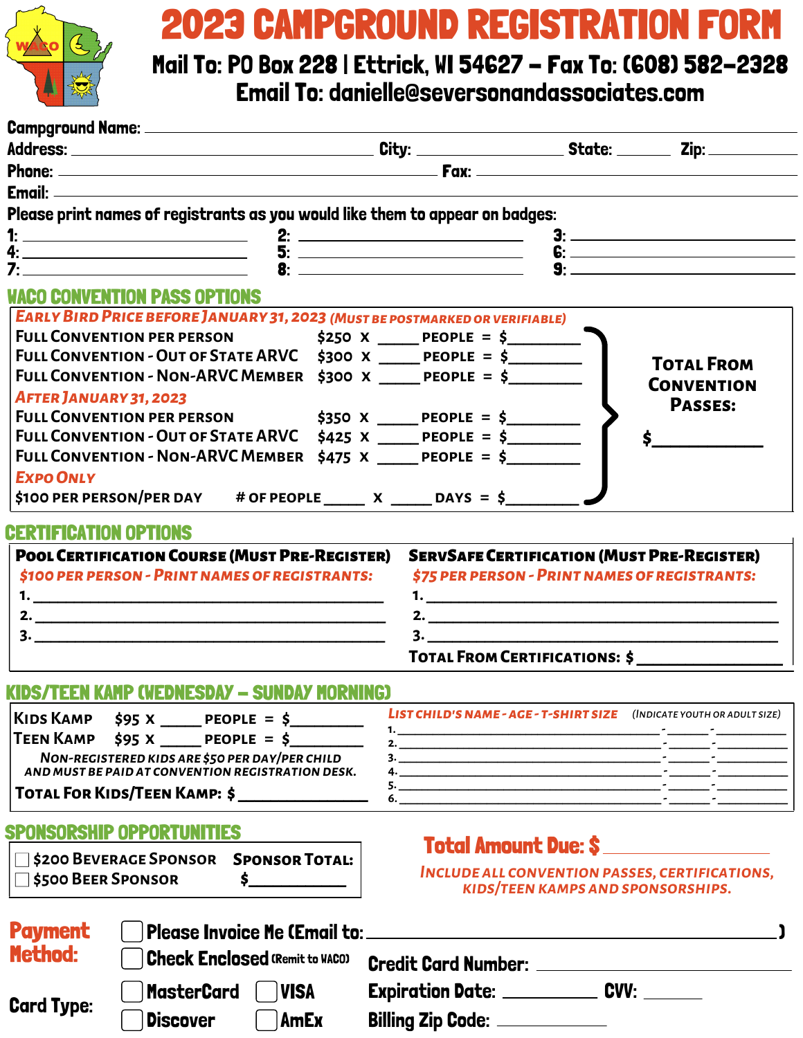# 2023 CAMPGROUND REGISTRATION FORM

**Mail To: PO Box 228 | Ettrick, WI 54627 – Fax To: (608) 582-2328**
**Email To: danielle@seversonandassociates.com**

Campground Name: ______________________________

Address: ______________________ City: ______________ State: ________ Zip: __________

Phone: ______________________ Fax: ______________________

Email: ______________________________

Please print names of registrants as you would like them to appear on badges:

1: ______________ 2: ______________ 3: ______________
4: ______________ 5: ______________ 6: ______________
7: ______________ 8: ______________ 9: ______________

## WACO CONVENTION PASS OPTIONS

**EARLY BIRD PRICE BEFORE JANUARY 31, 2023** *(MUST BE POSTMARKED OR VERIFIABLE)*

| | | | |
|---|---|---|---|
| FULL CONVENTION PER PERSON | $250 x _____ PEOPLE | = $________ | |
| FULL CONVENTION - OUT OF STATE ARVC | $300 x _____ PEOPLE | = $________ | |
| FULL CONVENTION - NON-ARVC MEMBER | $300 x _____ PEOPLE | = $________ | |

**AFTER JANUARY 31, 2023**

| | | |
|---|---|---|
| FULL CONVENTION PER PERSON | $350 x _____ PEOPLE | = $________ |
| FULL CONVENTION - OUT OF STATE ARVC | $425 x _____ PEOPLE | = $________ |
| FULL CONVENTION - NON-ARVC MEMBER | $475 x _____ PEOPLE | = $________ |

**EXPO ONLY**

$100 PER PERSON/PER DAY # OF PEOPLE _____ X _____ DAYS = $________

**TOTAL FROM CONVENTION PASSES:** $____________

## CERTIFICATION OPTIONS

**POOL CERTIFICATION COURSE (MUST PRE-REGISTER)**
*$100 PER PERSON - PRINT NAMES OF REGISTRANTS:*
1. ______________________________
2. ______________________________
3. ______________________________

**SERVSAFE CERTIFICATION (MUST PRE-REGISTER)**
*$75 PER PERSON - PRINT NAMES OF REGISTRANTS:*
1. ______________________________
2. ______________________________
3. ______________________________

**TOTAL FROM CERTIFICATIONS: $** ______________

## KIDS/TEEN KAMP (WEDNESDAY – SUNDAY MORNING)

KIDS KAMP $95 X _____ PEOPLE = $________
TEEN KAMP $95 X _____ PEOPLE = $________

NON-REGISTERED KIDS ARE $50 PER DAY/PER CHILD AND MUST BE PAID AT CONVENTION REGISTRATION DESK.

**TOTAL FOR KIDS/TEEN KAMP: $** ______________

*LIST CHILD'S NAME - AGE - T-SHIRT SIZE* (INDICATE YOUTH OR ADULT SIZE)
1. ______________ - ______ - ________
2. ______________ - ______ - ________
3. ______________ - ______ - ________
4. ______________ - ______ - ________
5. ______________ - ______ - ________
6. ______________ - ______ - ________

## SPONSORSHIP OPPORTUNITIES

☐ $200 BEVERAGE SPONSOR
☐ $500 BEER SPONSOR

**SPONSOR TOTAL:** $__________

**Total Amount Due: $** ______________

*INCLUDE ALL CONVENTION PASSES, CERTIFICATIONS, KIDS/TEEN KAMPS AND SPONSORSHIPS.*

**Payment Method:**
☐ Please Invoice Me (Email to: ______________________________ )
☐ Check Enclosed (Remit to WACO)

**Card Type:**
☐ MasterCard ☐ VISA
☐ Discover ☐ AmEx

Credit Card Number: ______________________

Expiration Date: __________ CVV: ________

Billing Zip Code: __________